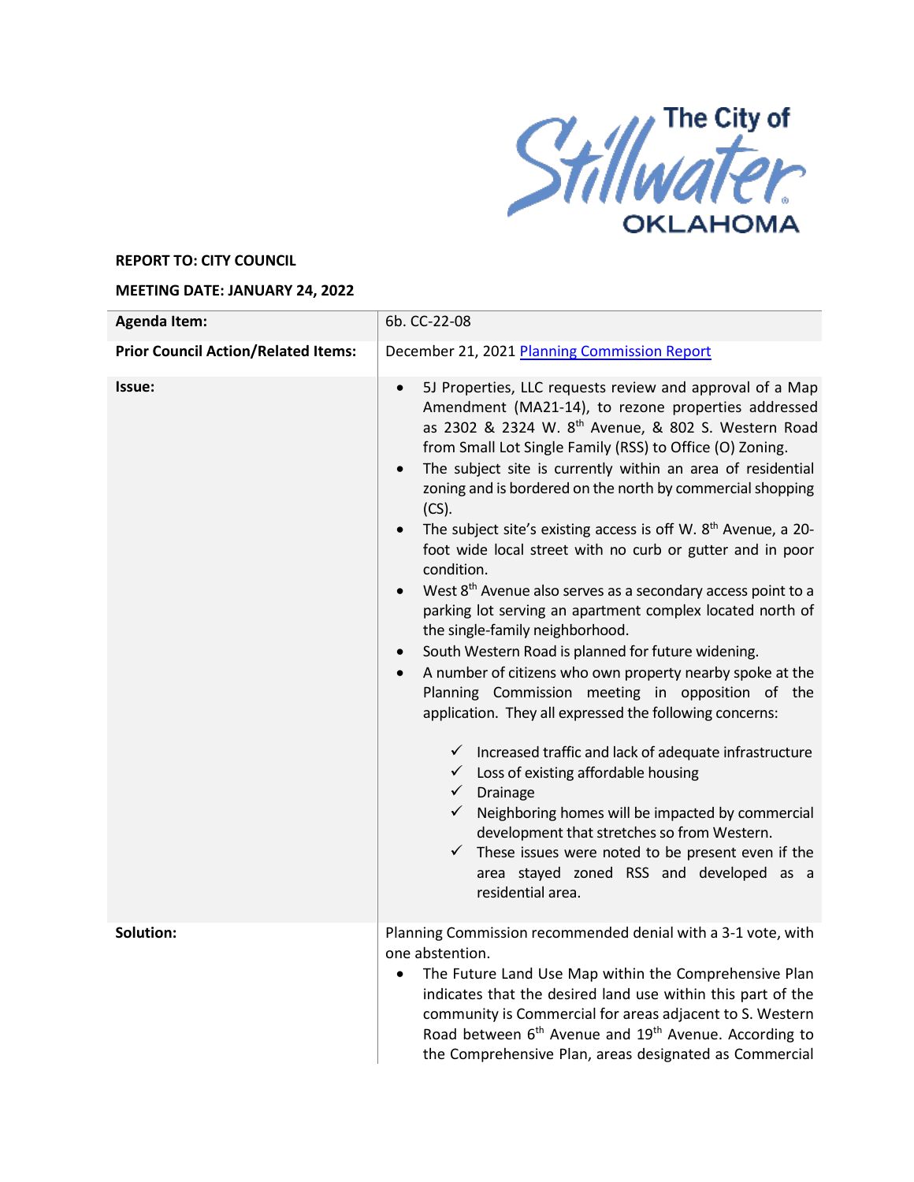The City of Stillwater OKLAHOMA

**REPORT TO: CITY COUNCIL**

**MEETING DATE: JANUARY 24, 2022**

| | |
|---|---|
| **Agenda Item:** | 6b. CC-22-08 |
| **Prior Council Action/Related Items:** | December 21, 2021 [Planning Commission Report]() |
| **Issue:** | • 5J Properties, LLC requests review and approval of a Map Amendment (MA21-14), to rezone properties addressed as 2302 & 2324 W. 8th Avenue, & 802 S. Western Road from Small Lot Single Family (RSS) to Office (O) Zoning.<br>• The subject site is currently within an area of residential zoning and is bordered on the north by commercial shopping (CS).<br>• The subject site's existing access is off W. 8th Avenue, a 20-foot wide local street with no curb or gutter and in poor condition.<br>• West 8th Avenue also serves as a secondary access point to a parking lot serving an apartment complex located north of the single-family neighborhood.<br>• South Western Road is planned for future widening.<br>• A number of citizens who own property nearby spoke at the Planning Commission meeting in opposition of the application. They all expressed the following concerns:<br>✓ Increased traffic and lack of adequate infrastructure<br>✓ Loss of existing affordable housing<br>✓ Drainage<br>✓ Neighboring homes will be impacted by commercial development that stretches so from Western.<br>✓ These issues were noted to be present even if the area stayed zoned RSS and developed as a residential area. |
| **Solution:** | Planning Commission recommended denial with a 3-1 vote, with one abstention.<br>• The Future Land Use Map within the Comprehensive Plan indicates that the desired land use within this part of the community is Commercial for areas adjacent to S. Western Road between 6th Avenue and 19th Avenue. According to the Comprehensive Plan, areas designated as Commercial |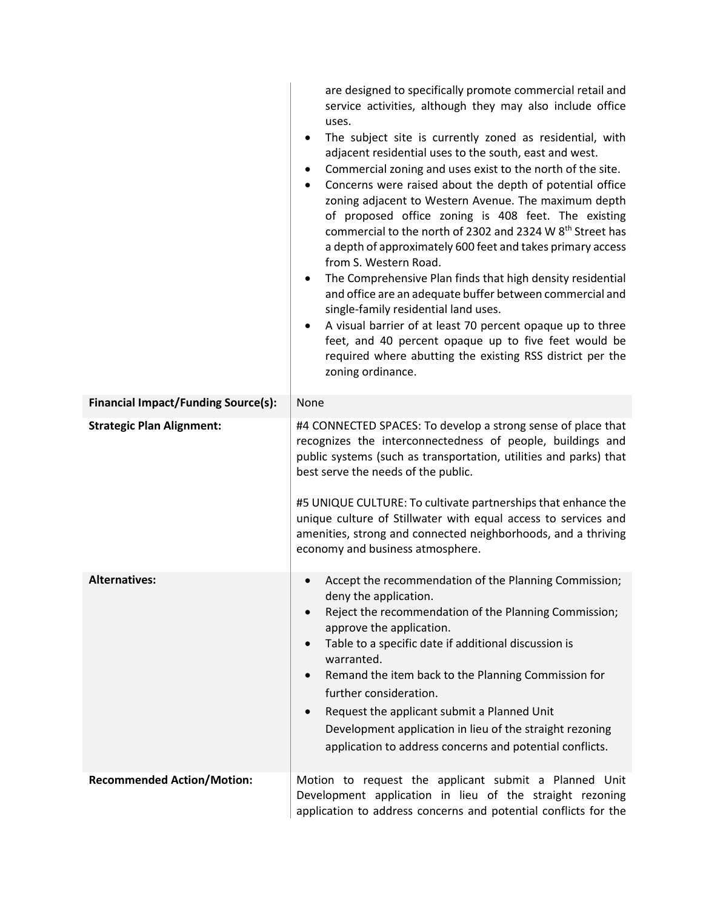| | |
|---|---|
| | are designed to specifically promote commercial retail and service activities, although they may also include office uses.<br>• The subject site is currently zoned as residential, with adjacent residential uses to the south, east and west.<br>• Commercial zoning and uses exist to the north of the site.<br>• Concerns were raised about the depth of potential office zoning adjacent to Western Avenue. The maximum depth of proposed office zoning is 408 feet. The existing commercial to the north of 2302 and 2324 W 8th Street has a depth of approximately 600 feet and takes primary access from S. Western Road.<br>• The Comprehensive Plan finds that high density residential and office are an adequate buffer between commercial and single-family residential land uses.<br>• A visual barrier of at least 70 percent opaque up to three feet, and 40 percent opaque up to five feet would be required where abutting the existing RSS district per the zoning ordinance. |
| **Financial Impact/Funding Source(s):** | None |
| **Strategic Plan Alignment:** | #4 CONNECTED SPACES: To develop a strong sense of place that recognizes the interconnectedness of people, buildings and public systems (such as transportation, utilities and parks) that best serve the needs of the public.<br><br>#5 UNIQUE CULTURE: To cultivate partnerships that enhance the unique culture of Stillwater with equal access to services and amenities, strong and connected neighborhoods, and a thriving economy and business atmosphere. |
| **Alternatives:** | • Accept the recommendation of the Planning Commission; deny the application.<br>• Reject the recommendation of the Planning Commission; approve the application.<br>• Table to a specific date if additional discussion is warranted.<br>• Remand the item back to the Planning Commission for further consideration.<br>• Request the applicant submit a Planned Unit Development application in lieu of the straight rezoning application to address concerns and potential conflicts. |
| **Recommended Action/Motion:** | Motion to request the applicant submit a Planned Unit Development application in lieu of the straight rezoning application to address concerns and potential conflicts for the |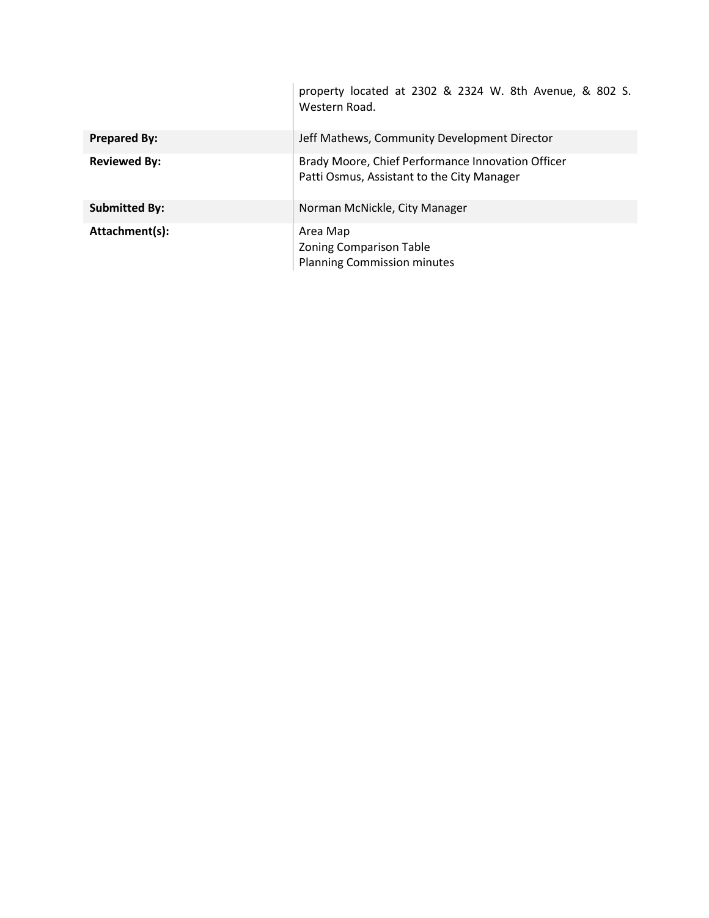| | |
|---|---|
| | property located at 2302 & 2324 W. 8th Avenue, & 802 S. Western Road. |
| **Prepared By:** | Jeff Mathews, Community Development Director |
| **Reviewed By:** | Brady Moore, Chief Performance Innovation Officer<br>Patti Osmus, Assistant to the City Manager |
| **Submitted By:** | Norman McNickle, City Manager |
| **Attachment(s):** | Area Map<br>Zoning Comparison Table<br>Planning Commission minutes |